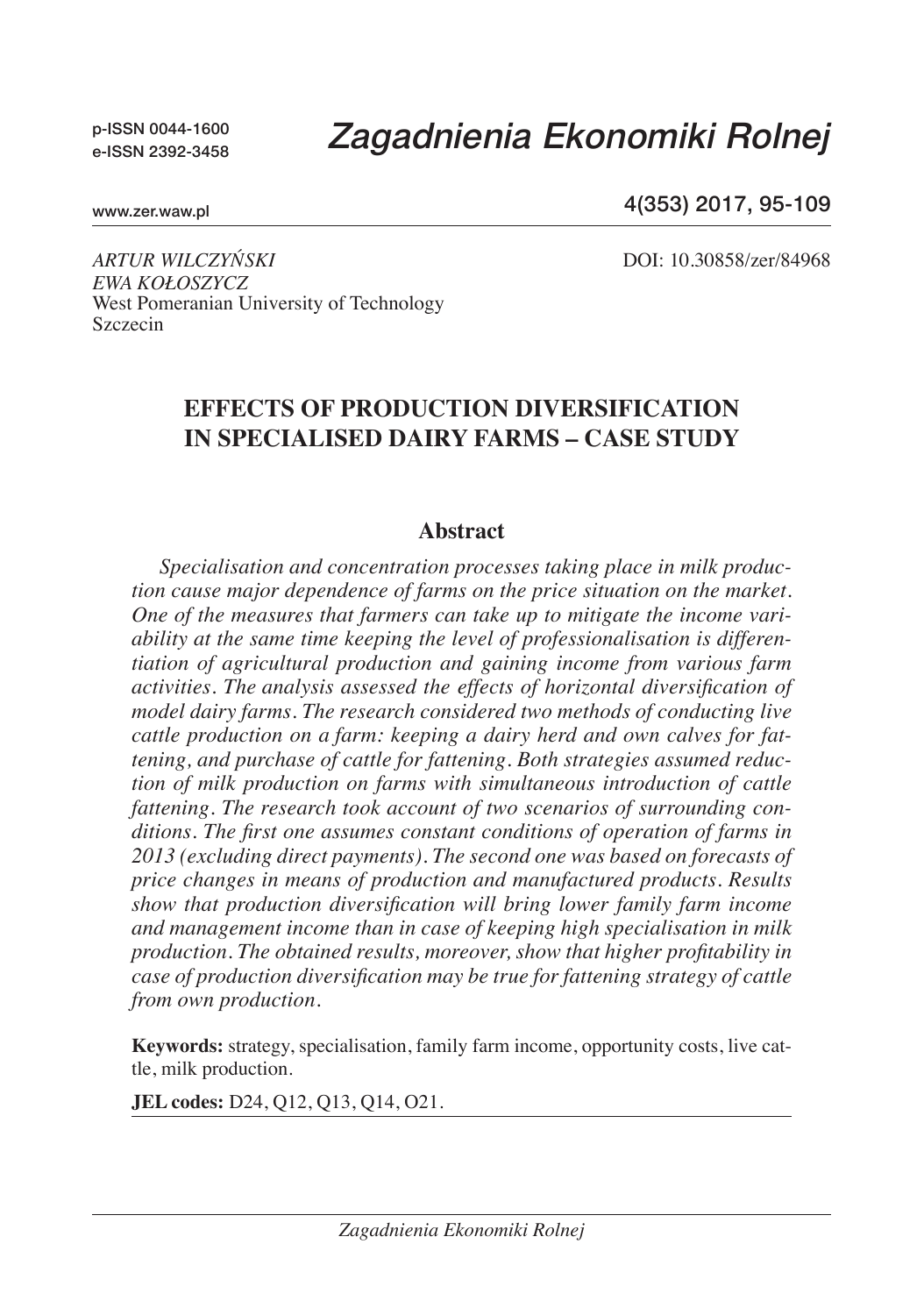ARTUR WILCZYŃSKI
EWA KOŁOSZYCZ
West Pomeranian University of Technology
Szczecin

DOI: 10.30858/zer/84968

# EFFECTS OF PRODUCTION DIVERSIFICATION IN SPECIALISED DAIRY FARMS – CASE STUDY

## Abstract

*Specialisation and concentration processes taking place in milk production cause major dependence of farms on the price situation on the market. One of the measures that farmers can take up to mitigate the income variability at the same time keeping the level of professionalisation is differentiation of agricultural production and gaining income from various farm activities. The analysis assessed the effects of horizontal diversification of model dairy farms. The research considered two methods of conducting live cattle production on a farm: keeping a dairy herd and own calves for fattening, and purchase of cattle for fattening. Both strategies assumed reduction of milk production on farms with simultaneous introduction of cattle fattening. The research took account of two scenarios of surrounding conditions. The first one assumes constant conditions of operation of farms in 2013 (excluding direct payments). The second one was based on forecasts of price changes in means of production and manufactured products. Results show that production diversification will bring lower family farm income and management income than in case of keeping high specialisation in milk production. The obtained results, moreover, show that higher profitability in case of production diversification may be true for fattening strategy of cattle from own production.*

**Keywords:** strategy, specialisation, family farm income, opportunity costs, live cattle, milk production.

**JEL codes:** D24, Q12, Q13, Q14, O21.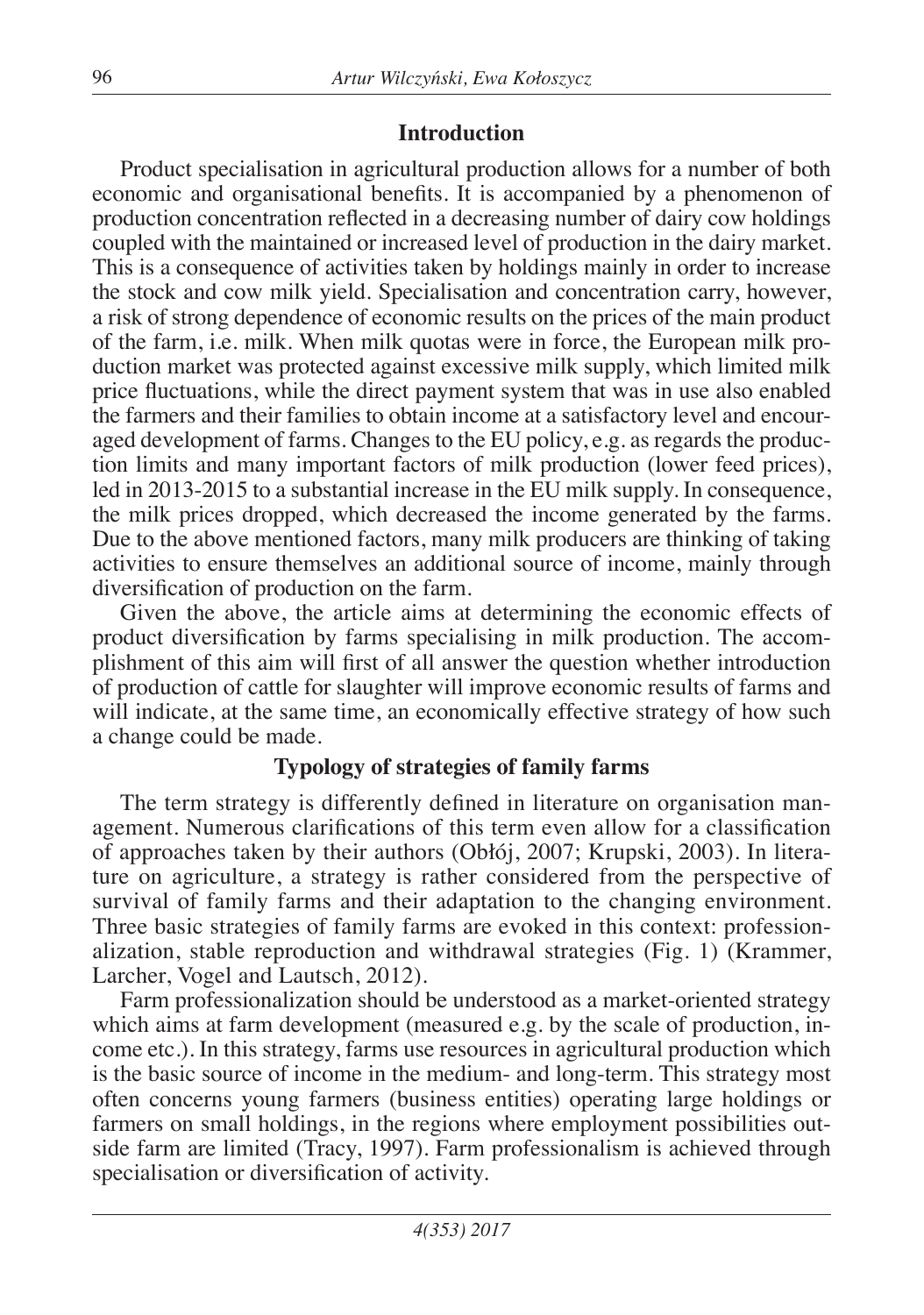## Introduction

Product specialisation in agricultural production allows for a number of both economic and organisational benefits. It is accompanied by a phenomenon of production concentration reflected in a decreasing number of dairy cow holdings coupled with the maintained or increased level of production in the dairy market. This is a consequence of activities taken by holdings mainly in order to increase the stock and cow milk yield. Specialisation and concentration carry, however, a risk of strong dependence of economic results on the prices of the main product of the farm, i.e. milk. When milk quotas were in force, the European milk production market was protected against excessive milk supply, which limited milk price fluctuations, while the direct payment system that was in use also enabled the farmers and their families to obtain income at a satisfactory level and encouraged development of farms. Changes to the EU policy, e.g. as regards the production limits and many important factors of milk production (lower feed prices), led in 2013-2015 to a substantial increase in the EU milk supply. In consequence, the milk prices dropped, which decreased the income generated by the farms. Due to the above mentioned factors, many milk producers are thinking of taking activities to ensure themselves an additional source of income, mainly through diversification of production on the farm.

Given the above, the article aims at determining the economic effects of product diversification by farms specialising in milk production. The accomplishment of this aim will first of all answer the question whether introduction of production of cattle for slaughter will improve economic results of farms and will indicate, at the same time, an economically effective strategy of how such a change could be made.

## Typology of strategies of family farms

The term strategy is differently defined in literature on organisation management. Numerous clarifications of this term even allow for a classification of approaches taken by their authors (Obłój, 2007; Krupski, 2003). In literature on agriculture, a strategy is rather considered from the perspective of survival of family farms and their adaptation to the changing environment. Three basic strategies of family farms are evoked in this context: professionalization, stable reproduction and withdrawal strategies (Fig. 1) (Krammer, Larcher, Vogel and Lautsch, 2012).

Farm professionalization should be understood as a market-oriented strategy which aims at farm development (measured e.g. by the scale of production, income etc.). In this strategy, farms use resources in agricultural production which is the basic source of income in the medium- and long-term. This strategy most often concerns young farmers (business entities) operating large holdings or farmers on small holdings, in the regions where employment possibilities outside farm are limited (Tracy, 1997). Farm professionalism is achieved through specialisation or diversification of activity.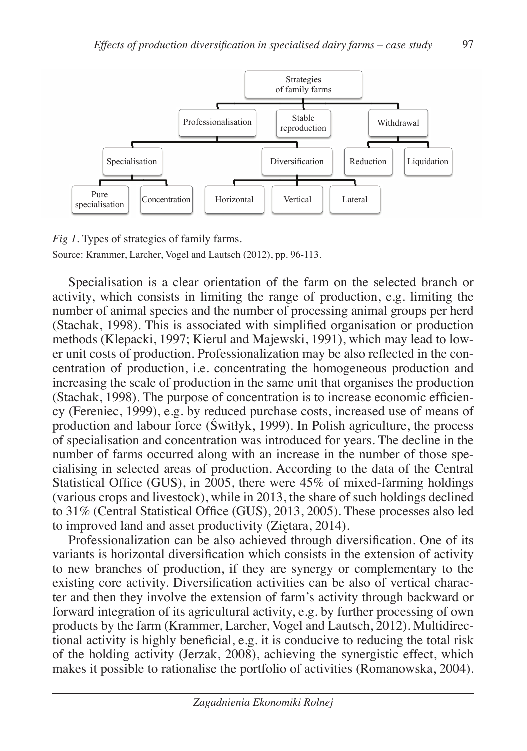*Fig 1*. Types of strategies of family farms.

Source: Krammer, Larcher, Vogel and Lautsch (2012), pp. 96-113.

Specialisation is a clear orientation of the farm on the selected branch or activity, which consists in limiting the range of production, e.g. limiting the number of animal species and the number of processing animal groups per herd (Stachak, 1998). This is associated with simplified organisation or production methods (Klepacki, 1997; Kierul and Majewski, 1991), which may lead to lower unit costs of production. Professionalization may be also reflected in the concentration of production, i.e. concentrating the homogeneous production and increasing the scale of production in the same unit that organises the production (Stachak, 1998). The purpose of concentration is to increase economic efficiency (Fereniec, 1999), e.g. by reduced purchase costs, increased use of means of production and labour force (Świtłyk, 1999). In Polish agriculture, the process of specialisation and concentration was introduced for years. The decline in the number of farms occurred along with an increase in the number of those specialising in selected areas of production. According to the data of the Central Statistical Office (GUS), in 2005, there were 45% of mixed-farming holdings (various crops and livestock), while in 2013, the share of such holdings declined to 31% (Central Statistical Office (GUS), 2013, 2005). These processes also led to improved land and asset productivity (Ziętara, 2014).

Professionalization can be also achieved through diversification. One of its variants is horizontal diversification which consists in the extension of activity to new branches of production, if they are synergy or complementary to the existing core activity. Diversification activities can be also of vertical character and then they involve the extension of farm's activity through backward or forward integration of its agricultural activity, e.g. by further processing of own products by the farm (Krammer, Larcher, Vogel and Lautsch, 2012). Multidirectional activity is highly beneficial, e.g. it is conducive to reducing the total risk of the holding activity (Jerzak, 2008), achieving the synergistic effect, which makes it possible to rationalise the portfolio of activities (Romanowska, 2004).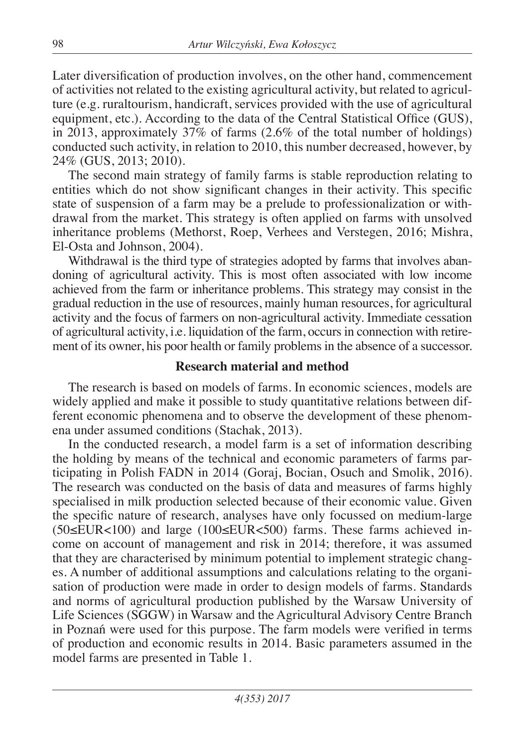Later diversification of production involves, on the other hand, commencement of activities not related to the existing agricultural activity, but related to agriculture (e.g. ruraltourism, handicraft, services provided with the use of agricultural equipment, etc.). According to the data of the Central Statistical Office (GUS), in 2013, approximately 37% of farms (2.6% of the total number of holdings) conducted such activity, in relation to 2010, this number decreased, however, by 24% (GUS, 2013; 2010).

The second main strategy of family farms is stable reproduction relating to entities which do not show significant changes in their activity. This specific state of suspension of a farm may be a prelude to professionalization or withdrawal from the market. This strategy is often applied on farms with unsolved inheritance problems (Methorst, Roep, Verhees and Verstegen, 2016; Mishra, El-Osta and Johnson, 2004).

Withdrawal is the third type of strategies adopted by farms that involves abandoning of agricultural activity. This is most often associated with low income achieved from the farm or inheritance problems. This strategy may consist in the gradual reduction in the use of resources, mainly human resources, for agricultural activity and the focus of farmers on non-agricultural activity. Immediate cessation of agricultural activity, i.e. liquidation of the farm, occurs in connection with retirement of its owner, his poor health or family problems in the absence of a successor.

## Research material and method

The research is based on models of farms. In economic sciences, models are widely applied and make it possible to study quantitative relations between different economic phenomena and to observe the development of these phenomena under assumed conditions (Stachak, 2013).

In the conducted research, a model farm is a set of information describing the holding by means of the technical and economic parameters of farms participating in Polish FADN in 2014 (Goraj, Bocian, Osuch and Smolik, 2016). The research was conducted on the basis of data and measures of farms highly specialised in milk production selected because of their economic value. Given the specific nature of research, analyses have only focussed on medium-large ($50 \leq EUR < 100$) and large ($100 \leq EUR < 500$) farms. These farms achieved income on account of management and risk in 2014; therefore, it was assumed that they are characterised by minimum potential to implement strategic changes. A number of additional assumptions and calculations relating to the organisation of production were made in order to design models of farms. Standards and norms of agricultural production published by the Warsaw University of Life Sciences (SGGW) in Warsaw and the Agricultural Advisory Centre Branch in Poznań were used for this purpose. The farm models were verified in terms of production and economic results in 2014. Basic parameters assumed in the model farms are presented in Table 1.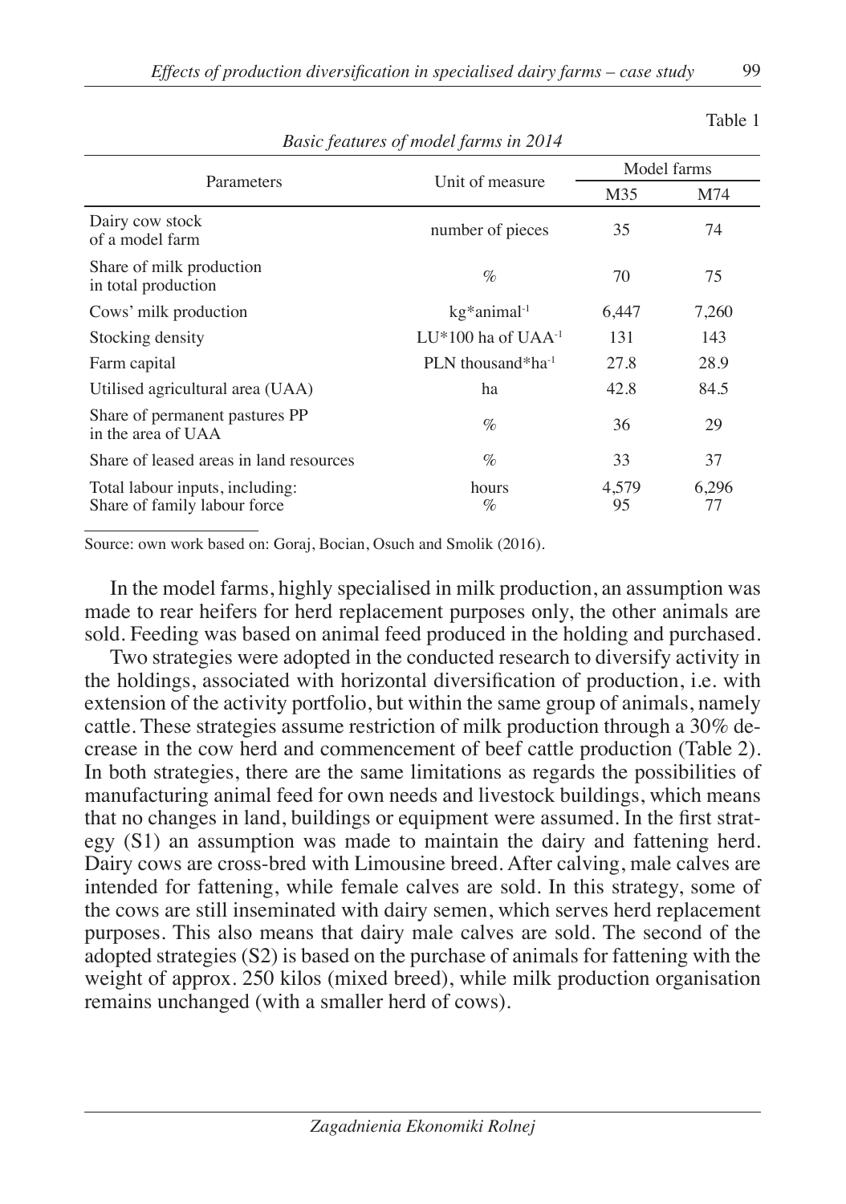Table 1

*Basic features of model farms in 2014*

| Parameters | Unit of measure | Model farms | |
|---|---|---|---|
| | | M35 | M74 |
| Dairy cow stock of a model farm | number of pieces | 35 | 74 |
| Share of milk production in total production | % | 70 | 75 |
| Cows' milk production | kg*animal$^{-1}$ | 6,447 | 7,260 |
| Stocking density | LU*100 ha of UAA$^{-1}$ | 131 | 143 |
| Farm capital | PLN thousand*ha$^{-1}$ | 27.8 | 28.9 |
| Utilised agricultural area (UAA) | ha | 42.8 | 84.5 |
| Share of permanent pastures PP in the area of UAA | % | 36 | 29 |
| Share of leased areas in land resources | % | 33 | 37 |
| Total labour inputs, including: | hours | 4,579 | 6,296 |
| Share of family labour force | % | 95 | 77 |

Source: own work based on: Goraj, Bocian, Osuch and Smolik (2016).

In the model farms, highly specialised in milk production, an assumption was made to rear heifers for herd replacement purposes only, the other animals are sold. Feeding was based on animal feed produced in the holding and purchased.

Two strategies were adopted in the conducted research to diversify activity in the holdings, associated with horizontal diversification of production, i.e. with extension of the activity portfolio, but within the same group of animals, namely cattle. These strategies assume restriction of milk production through a 30% decrease in the cow herd and commencement of beef cattle production (Table 2). In both strategies, there are the same limitations as regards the possibilities of manufacturing animal feed for own needs and livestock buildings, which means that no changes in land, buildings or equipment were assumed. In the first strategy (S1) an assumption was made to maintain the dairy and fattening herd. Dairy cows are cross-bred with Limousine breed. After calving, male calves are intended for fattening, while female calves are sold. In this strategy, some of the cows are still inseminated with dairy semen, which serves herd replacement purposes. This also means that dairy male calves are sold. The second of the adopted strategies (S2) is based on the purchase of animals for fattening with the weight of approx. 250 kilos (mixed breed), while milk production organisation remains unchanged (with a smaller herd of cows).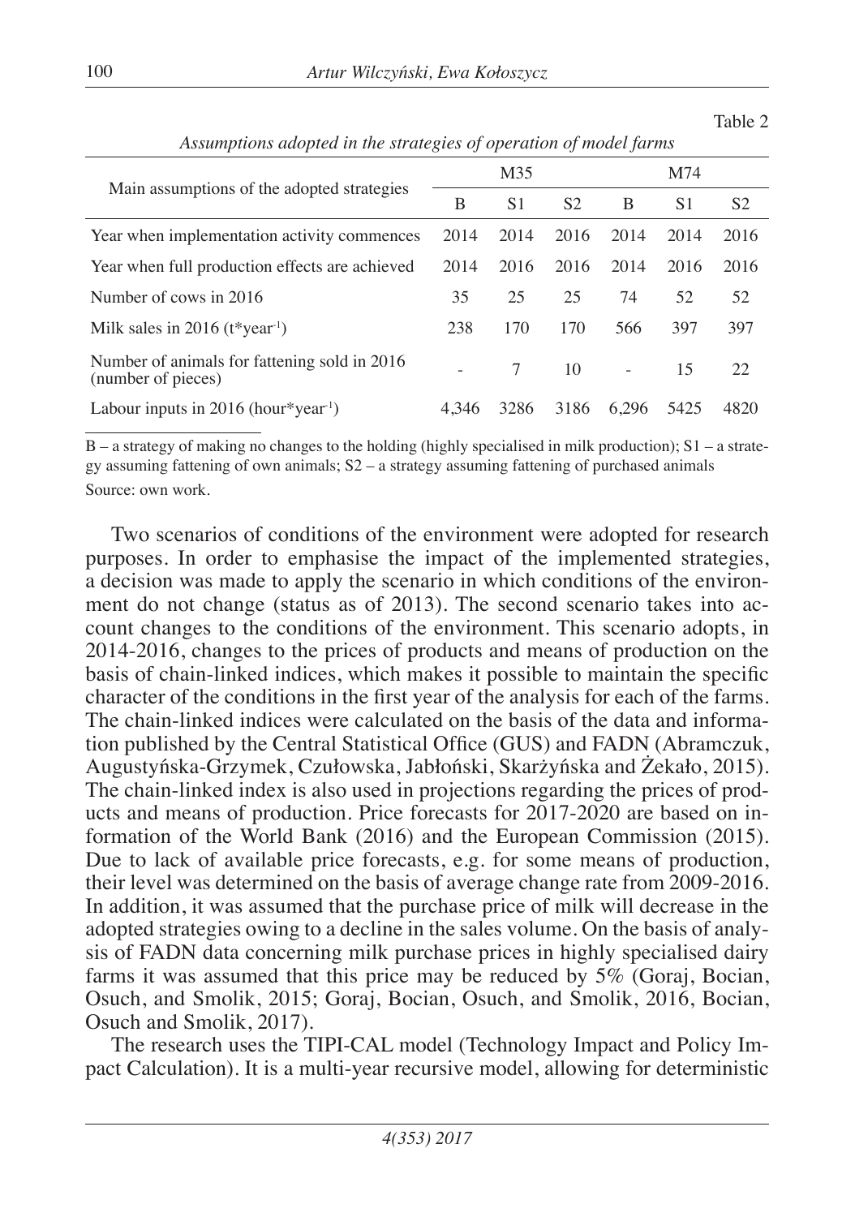Table 2

*Assumptions adopted in the strategies of operation of model farms*

| Main assumptions of the adopted strategies | M35 | | | M74 | | |
|---|---|---|---|---|---|---|
| | B | S1 | S2 | B | S1 | S2 |
| Year when implementation activity commences | 2014 | 2014 | 2016 | 2014 | 2014 | 2016 |
| Year when full production effects are achieved | 2014 | 2016 | 2016 | 2014 | 2016 | 2016 |
| Number of cows in 2016 | 35 | 25 | 25 | 74 | 52 | 52 |
| Milk sales in 2016 ($t*year^{-1}$) | 238 | 170 | 170 | 566 | 397 | 397 |
| Number of animals for fattening sold in 2016 (number of pieces) | - | 7 | 10 | - | 15 | 22 |
| Labour inputs in 2016 ($hour*year^{-1}$) | 4,346 | 3286 | 3186 | 6,296 | 5425 | 4820 |

B – a strategy of making no changes to the holding (highly specialised in milk production); S1 – a strategy assuming fattening of own animals; S2 – a strategy assuming fattening of purchased animals
Source: own work.

Two scenarios of conditions of the environment were adopted for research purposes. In order to emphasise the impact of the implemented strategies, a decision was made to apply the scenario in which conditions of the environment do not change (status as of 2013). The second scenario takes into account changes to the conditions of the environment. This scenario adopts, in 2014-2016, changes to the prices of products and means of production on the basis of chain-linked indices, which makes it possible to maintain the specific character of the conditions in the first year of the analysis for each of the farms. The chain-linked indices were calculated on the basis of the data and information published by the Central Statistical Office (GUS) and FADN (Abramczuk, Augustyńska-Grzymek, Czułowska, Jabłoński, Skarżyńska and Żekało, 2015). The chain-linked index is also used in projections regarding the prices of products and means of production. Price forecasts for 2017-2020 are based on information of the World Bank (2016) and the European Commission (2015). Due to lack of available price forecasts, e.g. for some means of production, their level was determined on the basis of average change rate from 2009-2016. In addition, it was assumed that the purchase price of milk will decrease in the adopted strategies owing to a decline in the sales volume. On the basis of analysis of FADN data concerning milk purchase prices in highly specialised dairy farms it was assumed that this price may be reduced by 5% (Goraj, Bocian, Osuch, and Smolik, 2015; Goraj, Bocian, Osuch, and Smolik, 2016, Bocian, Osuch and Smolik, 2017).

The research uses the TIPI-CAL model (Technology Impact and Policy Impact Calculation). It is a multi-year recursive model, allowing for deterministic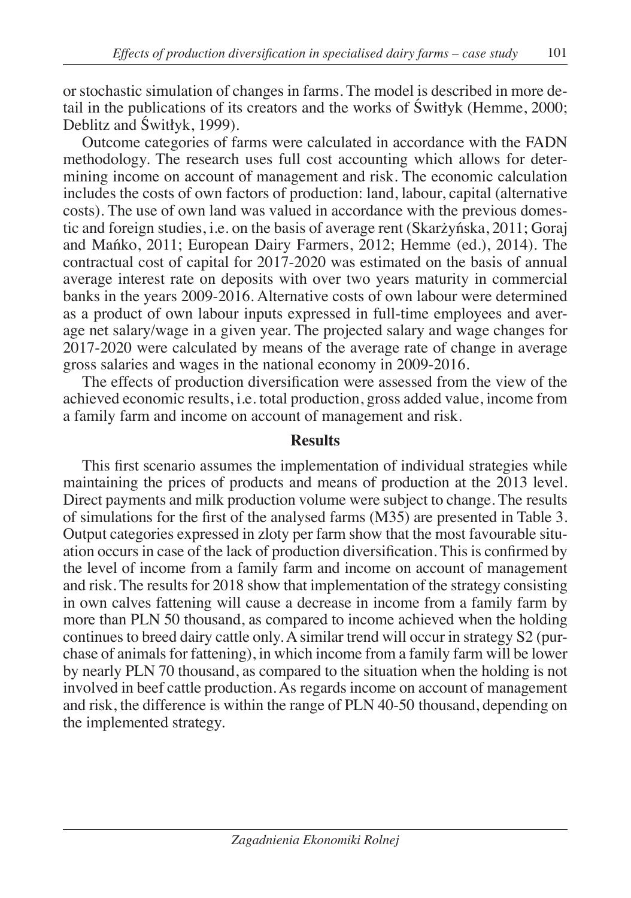or stochastic simulation of changes in farms. The model is described in more detail in the publications of its creators and the works of Świtłyk (Hemme, 2000; Deblitz and Świtłyk, 1999).

Outcome categories of farms were calculated in accordance with the FADN methodology. The research uses full cost accounting which allows for determining income on account of management and risk. The economic calculation includes the costs of own factors of production: land, labour, capital (alternative costs). The use of own land was valued in accordance with the previous domestic and foreign studies, i.e. on the basis of average rent (Skarżyńska, 2011; Goraj and Mańko, 2011; European Dairy Farmers, 2012; Hemme (ed.), 2014). The contractual cost of capital for 2017-2020 was estimated on the basis of annual average interest rate on deposits with over two years maturity in commercial banks in the years 2009-2016. Alternative costs of own labour were determined as a product of own labour inputs expressed in full-time employees and average net salary/wage in a given year. The projected salary and wage changes for 2017-2020 were calculated by means of the average rate of change in average gross salaries and wages in the national economy in 2009-2016.

The effects of production diversification were assessed from the view of the achieved economic results, i.e. total production, gross added value, income from a family farm and income on account of management and risk.

## Results

This first scenario assumes the implementation of individual strategies while maintaining the prices of products and means of production at the 2013 level. Direct payments and milk production volume were subject to change. The results of simulations for the first of the analysed farms (M35) are presented in Table 3. Output categories expressed in zloty per farm show that the most favourable situation occurs in case of the lack of production diversification. This is confirmed by the level of income from a family farm and income on account of management and risk. The results for 2018 show that implementation of the strategy consisting in own calves fattening will cause a decrease in income from a family farm by more than PLN 50 thousand, as compared to income achieved when the holding continues to breed dairy cattle only. A similar trend will occur in strategy S2 (purchase of animals for fattening), in which income from a family farm will be lower by nearly PLN 70 thousand, as compared to the situation when the holding is not involved in beef cattle production. As regards income on account of management and risk, the difference is within the range of PLN 40-50 thousand, depending on the implemented strategy.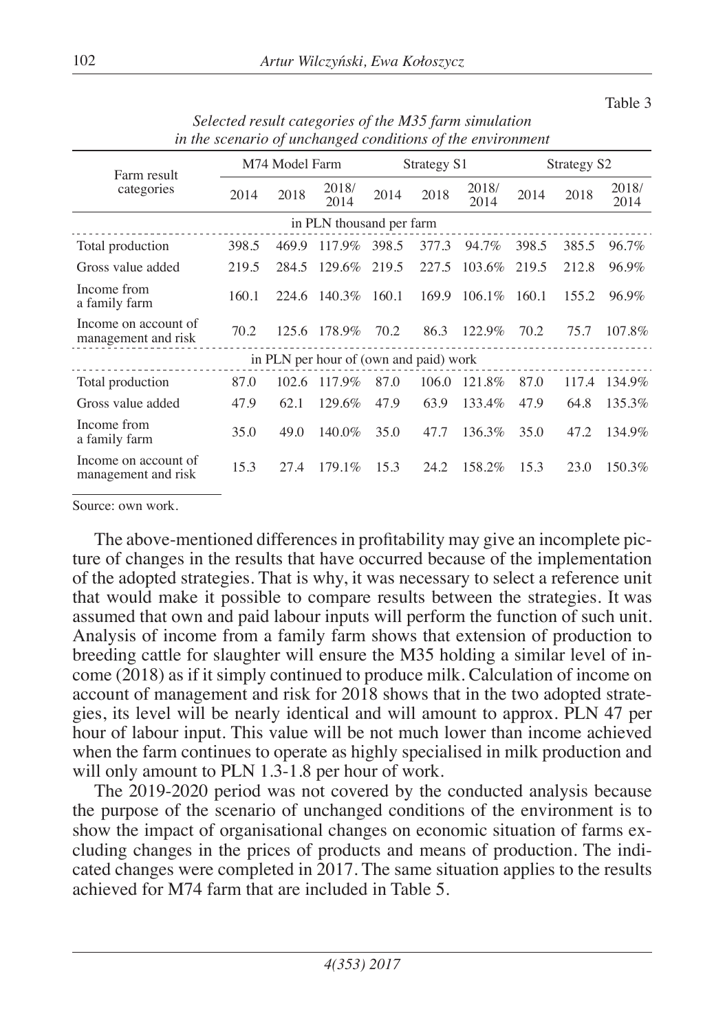Table 3

*Selected result categories of the M35 farm simulation in the scenario of unchanged conditions of the environment*

| Farm result categories | M74 Model Farm | | | Strategy S1 | | | Strategy S2 | | |
|---|---|---|---|---|---|---|---|---|---|
| | 2014 | 2018 | 2018/ 2014 | 2014 | 2018 | 2018/ 2014 | 2014 | 2018 | 2018/ 2014 |
| in PLN thousand per farm | | | | | | | | | |
| Total production | 398.5 | 469.9 | 117.9% | 398.5 | 377.3 | 94.7% | 398.5 | 385.5 | 96.7% |
| Gross value added | 219.5 | 284.5 | 129.6% | 219.5 | 227.5 | 103.6% | 219.5 | 212.8 | 96.9% |
| Income from a family farm | 160.1 | 224.6 | 140.3% | 160.1 | 169.9 | 106.1% | 160.1 | 155.2 | 96.9% |
| Income on account of management and risk | 70.2 | 125.6 | 178.9% | 70.2 | 86.3 | 122.9% | 70.2 | 75.7 | 107.8% |
| in PLN per hour of (own and paid) work | | | | | | | | | |
| Total production | 87.0 | 102.6 | 117.9% | 87.0 | 106.0 | 121.8% | 87.0 | 117.4 | 134.9% |
| Gross value added | 47.9 | 62.1 | 129.6% | 47.9 | 63.9 | 133.4% | 47.9 | 64.8 | 135.3% |
| Income from a family farm | 35.0 | 49.0 | 140.0% | 35.0 | 47.7 | 136.3% | 35.0 | 47.2 | 134.9% |
| Income on account of management and risk | 15.3 | 27.4 | 179.1% | 15.3 | 24.2 | 158.2% | 15.3 | 23.0 | 150.3% |

Source: own work.

The above-mentioned differences in profitability may give an incomplete picture of changes in the results that have occurred because of the implementation of the adopted strategies. That is why, it was necessary to select a reference unit that would make it possible to compare results between the strategies. It was assumed that own and paid labour inputs will perform the function of such unit. Analysis of income from a family farm shows that extension of production to breeding cattle for slaughter will ensure the M35 holding a similar level of income (2018) as if it simply continued to produce milk. Calculation of income on account of management and risk for 2018 shows that in the two adopted strategies, its level will be nearly identical and will amount to approx. PLN 47 per hour of labour input. This value will be not much lower than income achieved when the farm continues to operate as highly specialised in milk production and will only amount to PLN 1.3-1.8 per hour of work.

The 2019-2020 period was not covered by the conducted analysis because the purpose of the scenario of unchanged conditions of the environment is to show the impact of organisational changes on economic situation of farms excluding changes in the prices of products and means of production. The indicated changes were completed in 2017. The same situation applies to the results achieved for M74 farm that are included in Table 5.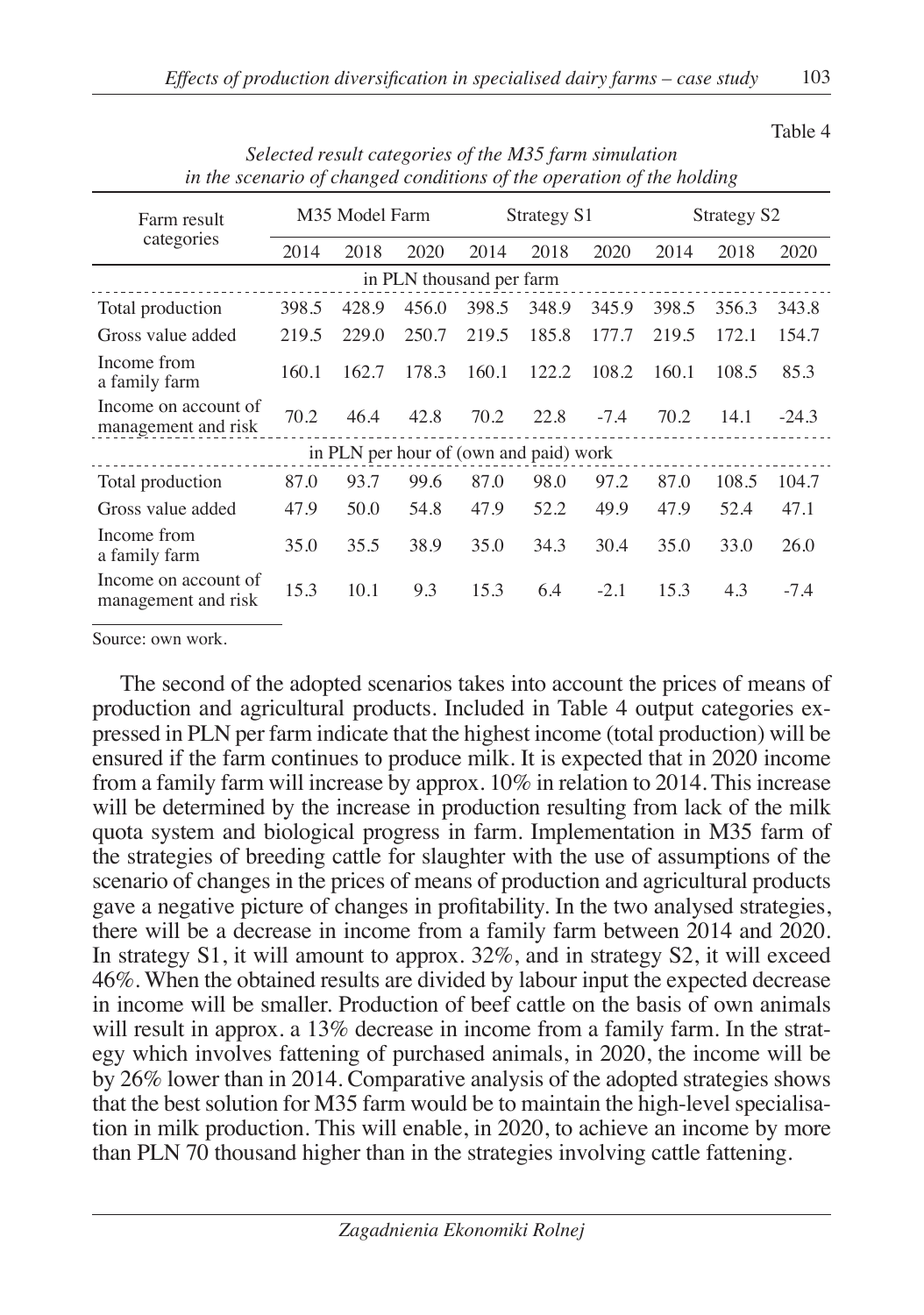Table 4

*Selected result categories of the M35 farm simulation in the scenario of changed conditions of the operation of the holding*

| Farm result categories | M35 Model Farm | | | Strategy S1 | | | Strategy S2 | | |
|---|---|---|---|---|---|---|---|---|---|
| | 2014 | 2018 | 2020 | 2014 | 2018 | 2020 | 2014 | 2018 | 2020 |
| in PLN thousand per farm | | | | | | | | | |
| Total production | 398.5 | 428.9 | 456.0 | 398.5 | 348.9 | 345.9 | 398.5 | 356.3 | 343.8 |
| Gross value added | 219.5 | 229.0 | 250.7 | 219.5 | 185.8 | 177.7 | 219.5 | 172.1 | 154.7 |
| Income from a family farm | 160.1 | 162.7 | 178.3 | 160.1 | 122.2 | 108.2 | 160.1 | 108.5 | 85.3 |
| Income on account of management and risk | 70.2 | 46.4 | 42.8 | 70.2 | 22.8 | -7.4 | 70.2 | 14.1 | -24.3 |
| in PLN per hour of (own and paid) work | | | | | | | | | |
| Total production | 87.0 | 93.7 | 99.6 | 87.0 | 98.0 | 97.2 | 87.0 | 108.5 | 104.7 |
| Gross value added | 47.9 | 50.0 | 54.8 | 47.9 | 52.2 | 49.9 | 47.9 | 52.4 | 47.1 |
| Income from a family farm | 35.0 | 35.5 | 38.9 | 35.0 | 34.3 | 30.4 | 35.0 | 33.0 | 26.0 |
| Income on account of management and risk | 15.3 | 10.1 | 9.3 | 15.3 | 6.4 | -2.1 | 15.3 | 4.3 | -7.4 |

Source: own work.

The second of the adopted scenarios takes into account the prices of means of production and agricultural products. Included in Table 4 output categories expressed in PLN per farm indicate that the highest income (total production) will be ensured if the farm continues to produce milk. It is expected that in 2020 income from a family farm will increase by approx. 10% in relation to 2014. This increase will be determined by the increase in production resulting from lack of the milk quota system and biological progress in farm. Implementation in M35 farm of the strategies of breeding cattle for slaughter with the use of assumptions of the scenario of changes in the prices of means of production and agricultural products gave a negative picture of changes in profitability. In the two analysed strategies, there will be a decrease in income from a family farm between 2014 and 2020. In strategy S1, it will amount to approx. 32%, and in strategy S2, it will exceed 46%. When the obtained results are divided by labour input the expected decrease in income will be smaller. Production of beef cattle on the basis of own animals will result in approx. a 13% decrease in income from a family farm. In the strategy which involves fattening of purchased animals, in 2020, the income will be by 26% lower than in 2014. Comparative analysis of the adopted strategies shows that the best solution for M35 farm would be to maintain the high-level specialisation in milk production. This will enable, in 2020, to achieve an income by more than PLN 70 thousand higher than in the strategies involving cattle fattening.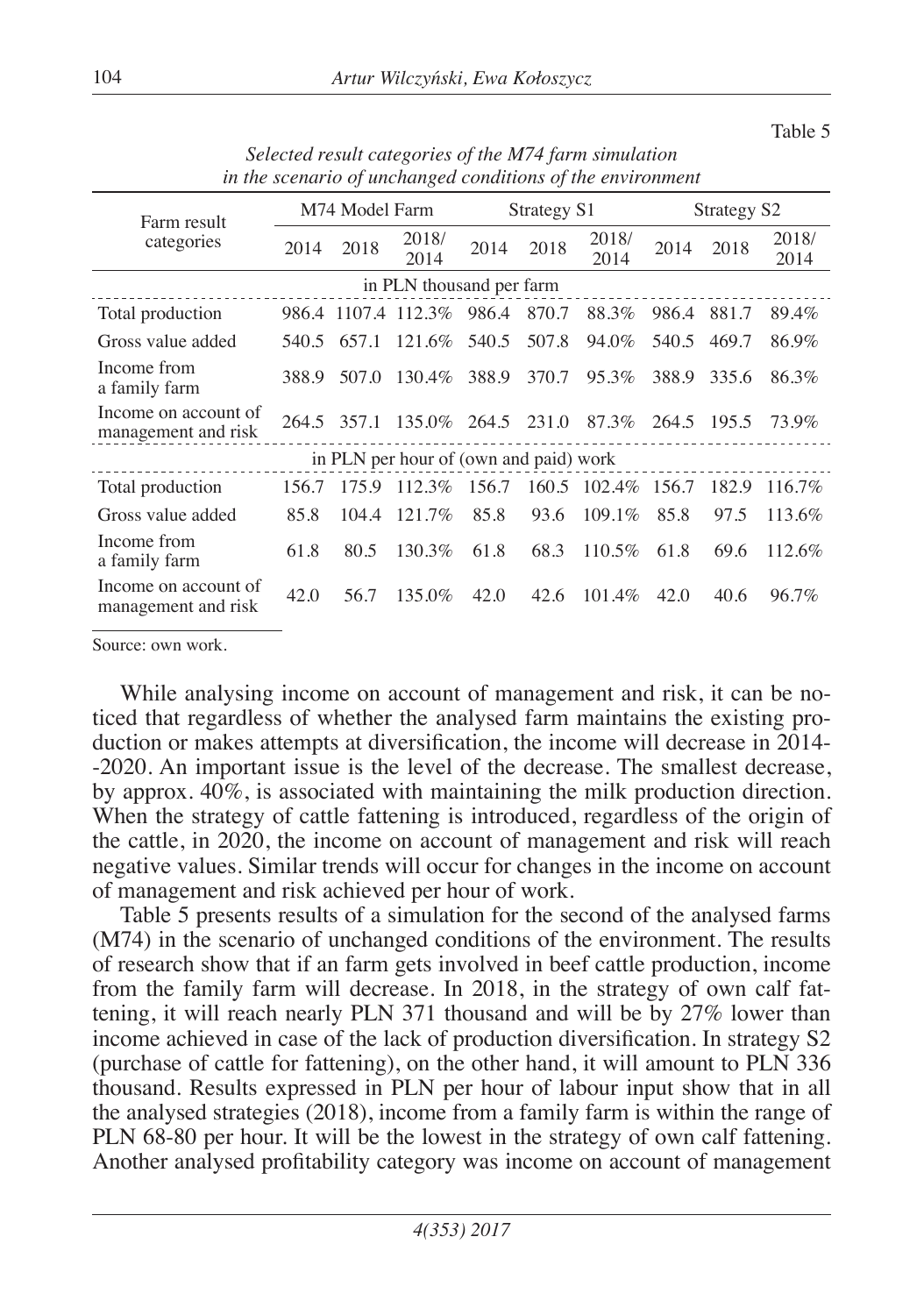Table 5

*Selected result categories of the M74 farm simulation in the scenario of unchanged conditions of the environment*

| Farm result categories | M74 Model Farm | | | Strategy S1 | | | Strategy S2 | | |
|---|---|---|---|---|---|---|---|---|---|
| | 2014 | 2018 | 2018/2014 | 2014 | 2018 | 2018/2014 | 2014 | 2018 | 2018/2014 |
| in PLN thousand per farm | | | | | | | | | |
| Total production | 986.4 | 1107.4 | 112.3% | 986.4 | 870.7 | 88.3% | 986.4 | 881.7 | 89.4% |
| Gross value added | 540.5 | 657.1 | 121.6% | 540.5 | 507.8 | 94.0% | 540.5 | 469.7 | 86.9% |
| Income from a family farm | 388.9 | 507.0 | 130.4% | 388.9 | 370.7 | 95.3% | 388.9 | 335.6 | 86.3% |
| Income on account of management and risk | 264.5 | 357.1 | 135.0% | 264.5 | 231.0 | 87.3% | 264.5 | 195.5 | 73.9% |
| in PLN per hour of (own and paid) work | | | | | | | | | |
| Total production | 156.7 | 175.9 | 112.3% | 156.7 | 160.5 | 102.4% | 156.7 | 182.9 | 116.7% |
| Gross value added | 85.8 | 104.4 | 121.7% | 85.8 | 93.6 | 109.1% | 85.8 | 97.5 | 113.6% |
| Income from a family farm | 61.8 | 80.5 | 130.3% | 61.8 | 68.3 | 110.5% | 61.8 | 69.6 | 112.6% |
| Income on account of management and risk | 42.0 | 56.7 | 135.0% | 42.0 | 42.6 | 101.4% | 42.0 | 40.6 | 96.7% |

Source: own work.

While analysing income on account of management and risk, it can be noticed that regardless of whether the analysed farm maintains the existing production or makes attempts at diversification, the income will decrease in 2014-2020. An important issue is the level of the decrease. The smallest decrease, by approx. 40%, is associated with maintaining the milk production direction. When the strategy of cattle fattening is introduced, regardless of the origin of the cattle, in 2020, the income on account of management and risk will reach negative values. Similar trends will occur for changes in the income on account of management and risk achieved per hour of work.

Table 5 presents results of a simulation for the second of the analysed farms (M74) in the scenario of unchanged conditions of the environment. The results of research show that if an farm gets involved in beef cattle production, income from the family farm will decrease. In 2018, in the strategy of own calf fattening, it will reach nearly PLN 371 thousand and will be by 27% lower than income achieved in case of the lack of production diversification. In strategy S2 (purchase of cattle for fattening), on the other hand, it will amount to PLN 336 thousand. Results expressed in PLN per hour of labour input show that in all the analysed strategies (2018), income from a family farm is within the range of PLN 68-80 per hour. It will be the lowest in the strategy of own calf fattening. Another analysed profitability category was income on account of management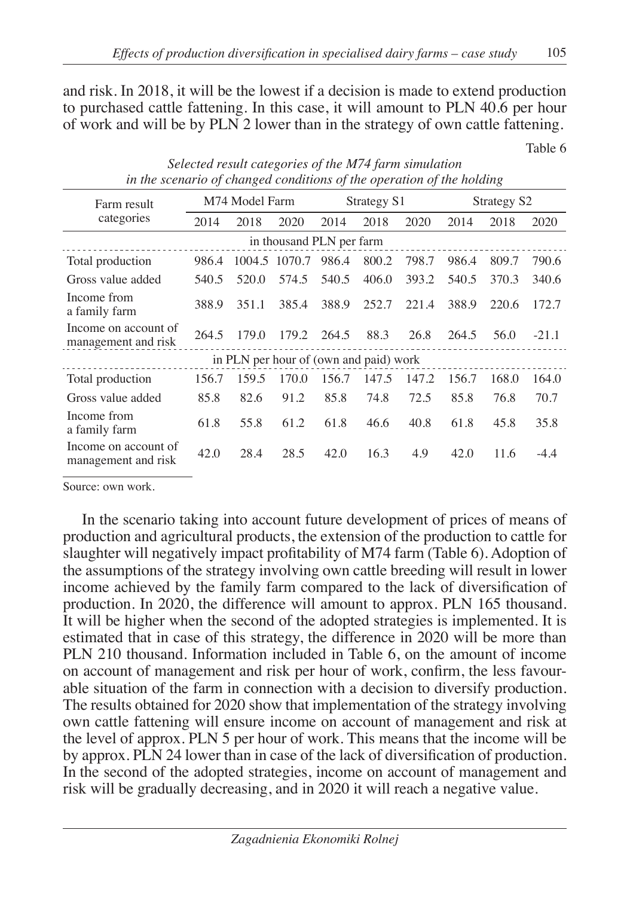and risk. In 2018, it will be the lowest if a decision is made to extend production to purchased cattle fattening. In this case, it will amount to PLN 40.6 per hour of work and will be by PLN 2 lower than in the strategy of own cattle fattening.

Table 6

*Selected result categories of the M74 farm simulation in the scenario of changed conditions of the operation of the holding*

| Farm result categories | M74 Model Farm | | | Strategy S1 | | | Strategy S2 | | |
|---|---|---|---|---|---|---|---|---|---|
| | 2014 | 2018 | 2020 | 2014 | 2018 | 2020 | 2014 | 2018 | 2020 |
| **in thousand PLN per farm** | | | | | | | | | |
| Total production | 986.4 | 1004.5 | 1070.7 | 986.4 | 800.2 | 798.7 | 986.4 | 809.7 | 790.6 |
| Gross value added | 540.5 | 520.0 | 574.5 | 540.5 | 406.0 | 393.2 | 540.5 | 370.3 | 340.6 |
| Income from a family farm | 388.9 | 351.1 | 385.4 | 388.9 | 252.7 | 221.4 | 388.9 | 220.6 | 172.7 |
| Income on account of management and risk | 264.5 | 179.0 | 179.2 | 264.5 | 88.3 | 26.8 | 264.5 | 56.0 | -21.1 |
| **in PLN per hour of (own and paid) work** | | | | | | | | | |
| Total production | 156.7 | 159.5 | 170.0 | 156.7 | 147.5 | 147.2 | 156.7 | 168.0 | 164.0 |
| Gross value added | 85.8 | 82.6 | 91.2 | 85.8 | 74.8 | 72.5 | 85.8 | 76.8 | 70.7 |
| Income from a family farm | 61.8 | 55.8 | 61.2 | 61.8 | 46.6 | 40.8 | 61.8 | 45.8 | 35.8 |
| Income on account of management and risk | 42.0 | 28.4 | 28.5 | 42.0 | 16.3 | 4.9 | 42.0 | 11.6 | -4.4 |

Source: own work.

In the scenario taking into account future development of prices of means of production and agricultural products, the extension of the production to cattle for slaughter will negatively impact profitability of M74 farm (Table 6). Adoption of the assumptions of the strategy involving own cattle breeding will result in lower income achieved by the family farm compared to the lack of diversification of production. In 2020, the difference will amount to approx. PLN 165 thousand. It will be higher when the second of the adopted strategies is implemented. It is estimated that in case of this strategy, the difference in 2020 will be more than PLN 210 thousand. Information included in Table 6, on the amount of income on account of management and risk per hour of work, confirm, the less favourable situation of the farm in connection with a decision to diversify production. The results obtained for 2020 show that implementation of the strategy involving own cattle fattening will ensure income on account of management and risk at the level of approx. PLN 5 per hour of work. This means that the income will be by approx. PLN 24 lower than in case of the lack of diversification of production. In the second of the adopted strategies, income on account of management and risk will be gradually decreasing, and in 2020 it will reach a negative value.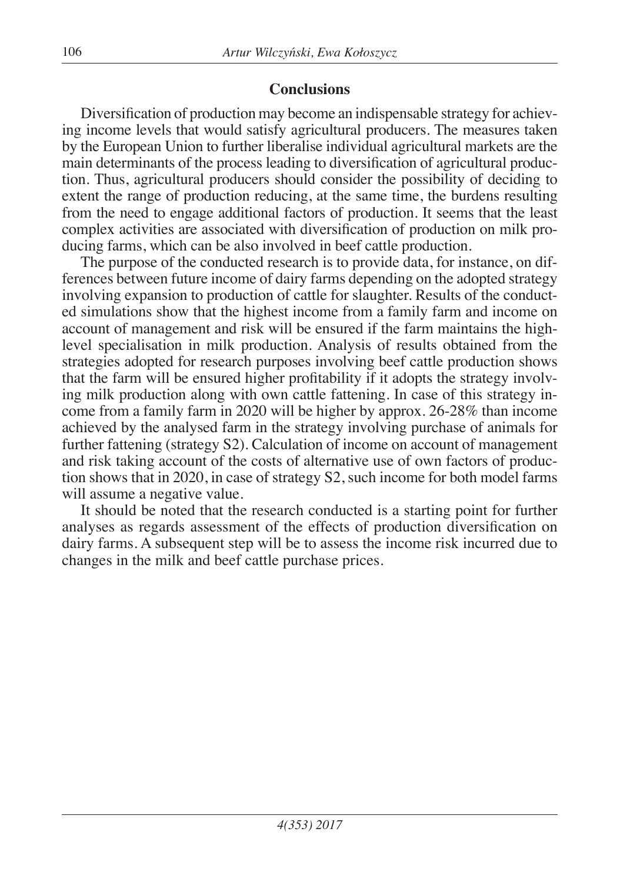## Conclusions

Diversification of production may become an indispensable strategy for achieving income levels that would satisfy agricultural producers. The measures taken by the European Union to further liberalise individual agricultural markets are the main determinants of the process leading to diversification of agricultural production. Thus, agricultural producers should consider the possibility of deciding to extent the range of production reducing, at the same time, the burdens resulting from the need to engage additional factors of production. It seems that the least complex activities are associated with diversification of production on milk producing farms, which can be also involved in beef cattle production.

The purpose of the conducted research is to provide data, for instance, on differences between future income of dairy farms depending on the adopted strategy involving expansion to production of cattle for slaughter. Results of the conducted simulations show that the highest income from a family farm and income on account of management and risk will be ensured if the farm maintains the high-level specialisation in milk production. Analysis of results obtained from the strategies adopted for research purposes involving beef cattle production shows that the farm will be ensured higher profitability if it adopts the strategy involving milk production along with own cattle fattening. In case of this strategy income from a family farm in 2020 will be higher by approx. 26-28% than income achieved by the analysed farm in the strategy involving purchase of animals for further fattening (strategy S2). Calculation of income on account of management and risk taking account of the costs of alternative use of own factors of production shows that in 2020, in case of strategy S2, such income for both model farms will assume a negative value.

It should be noted that the research conducted is a starting point for further analyses as regards assessment of the effects of production diversification on dairy farms. A subsequent step will be to assess the income risk incurred due to changes in the milk and beef cattle purchase prices.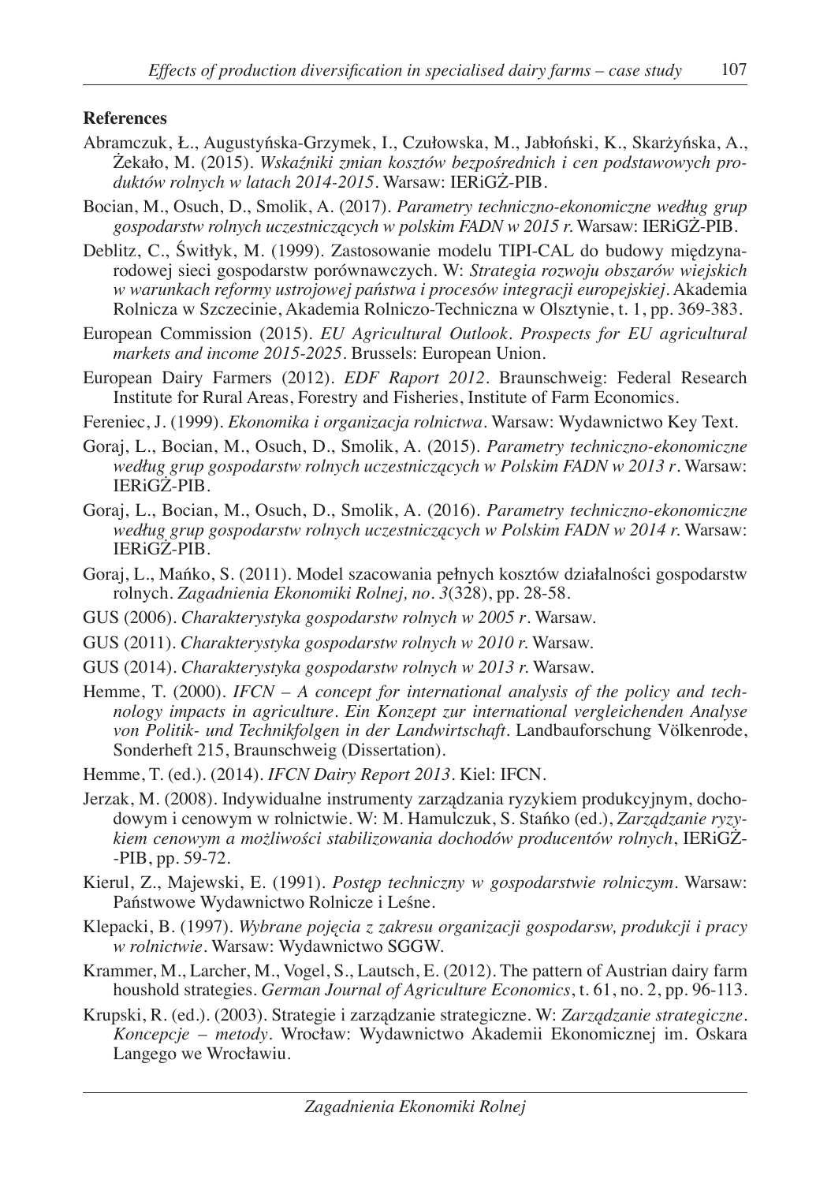**References**

Abramczuk, Ł., Augustyńska-Grzymek, I., Czułowska, M., Jabłoński, K., Skarżyńska, A., Żekało, M. (2015). *Wskaźniki zmian kosztów bezpośrednich i cen podstawowych produktów rolnych w latach 2014-2015*. Warsaw: IERiGŻ-PIB.

Bocian, M., Osuch, D., Smolik, A. (2017). *Parametry techniczno-ekonomiczne według grup gospodarstw rolnych uczestniczących w polskim FADN w 2015 r.* Warsaw: IERiGŻ-PIB.

Deblitz, C., Świtłyk, M. (1999). Zastosowanie modelu TIPI-CAL do budowy międzynarodowej sieci gospodarstw porównawczych. W: *Strategia rozwoju obszarów wiejskich w warunkach reformy ustrojowej państwa i procesów integracji europejskiej*. Akademia Rolnicza w Szczecinie, Akademia Rolniczo-Techniczna w Olsztynie, t. 1, pp. 369-383.

European Commission (2015). *EU Agricultural Outlook. Prospects for EU agricultural markets and income 2015-2025*. Brussels: European Union.

European Dairy Farmers (2012). *EDF Raport 2012*. Braunschweig: Federal Research Institute for Rural Areas, Forestry and Fisheries, Institute of Farm Economics.

Fereniec, J. (1999). *Ekonomika i organizacja rolnictwa*. Warsaw: Wydawnictwo Key Text.

Goraj, L., Bocian, M., Osuch, D., Smolik, A. (2015). *Parametry techniczno-ekonomiczne według grup gospodarstw rolnych uczestniczących w Polskim FADN w 2013 r*. Warsaw: IERiGŻ-PIB.

Goraj, L., Bocian, M., Osuch, D., Smolik, A. (2016). *Parametry techniczno-ekonomiczne według grup gospodarstw rolnych uczestniczących w Polskim FADN w 2014 r.* Warsaw: IERiGŻ-PIB.

Goraj, L., Mańko, S. (2011). Model szacowania pełnych kosztów działalności gospodarstw rolnych. *Zagadnienia Ekonomiki Rolnej, no. 3*(328), pp. 28-58.

GUS (2006). *Charakterystyka gospodarstw rolnych w 2005 r*. Warsaw.

GUS (2011). *Charakterystyka gospodarstw rolnych w 2010 r.* Warsaw.

GUS (2014). *Charakterystyka gospodarstw rolnych w 2013 r.* Warsaw.

Hemme, T. (2000). *IFCN – A concept for international analysis of the policy and technology impacts in agriculture. Ein Konzept zur international vergleichenden Analyse von Politik- und Technikfolgen in der Landwirtschaft*. Landbauforschung Völkenrode, Sonderheft 215, Braunschweig (Dissertation).

Hemme, T. (ed.). (2014). *IFCN Dairy Report 2013*. Kiel: IFCN.

Jerzak, M. (2008). Indywidualne instrumenty zarządzania ryzykiem produkcyjnym, dochodowym i cenowym w rolnictwie. W: M. Hamulczuk, S. Stańko (ed.), *Zarządzanie ryzykiem cenowym a możliwości stabilizowania dochodów producentów rolnych*, IERiGŻ-PIB, pp. 59-72.

Kierul, Z., Majewski, E. (1991). *Postęp techniczny w gospodarstwie rolniczym*. Warsaw: Państwowe Wydawnictwo Rolnicze i Leśne.

Klepacki, B. (1997). *Wybrane pojęcia z zakresu organizacji gospodarsw, produkcji i pracy w rolnictwie*. Warsaw: Wydawnictwo SGGW.

Krammer, M., Larcher, M., Vogel, S., Lautsch, E. (2012). The pattern of Austrian dairy farm houshold strategies. *German Journal of Agriculture Economics*, t. 61, no. 2, pp. 96-113.

Krupski, R. (ed.). (2003). Strategie i zarządzanie strategiczne. W: *Zarządzanie strategiczne. Koncepcje – metody*. Wrocław: Wydawnictwo Akademii Ekonomicznej im. Oskara Langego we Wrocławiu.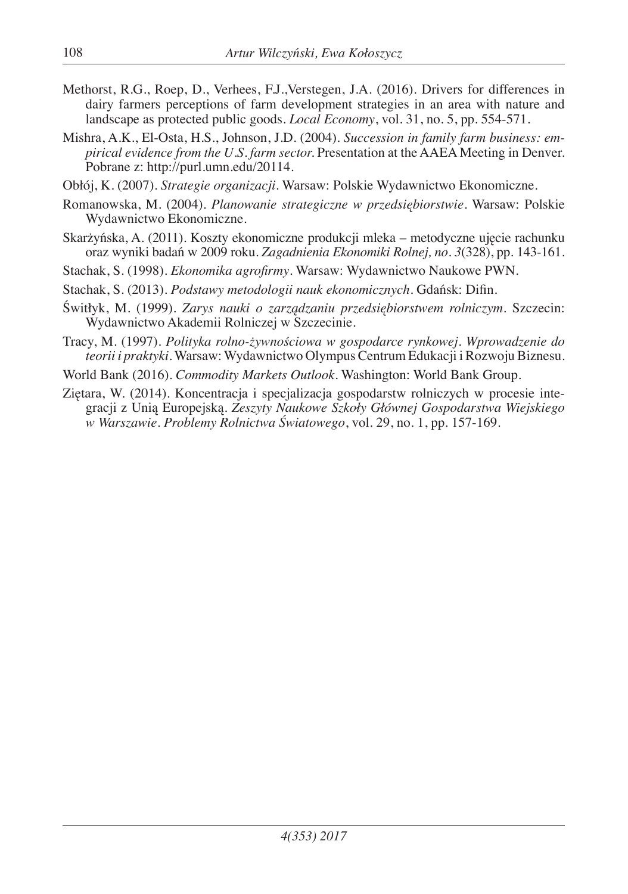Methorst, R.G., Roep, D., Verhees, F.J.,Verstegen, J.A. (2016). Drivers for differences in dairy farmers perceptions of farm development strategies in an area with nature and landscape as protected public goods. *Local Economy*, vol. 31, no. 5, pp. 554-571.

Mishra, A.K., El-Osta, H.S., Johnson, J.D. (2004). *Succession in family farm business: empirical evidence from the U.S. farm sector.* Presentation at the AAEA Meeting in Denver. Pobrane z: http://purl.umn.edu/20114.

Obłój, K. (2007). *Strategie organizacji*. Warsaw: Polskie Wydawnictwo Ekonomiczne.

Romanowska, M. (2004). *Planowanie strategiczne w przedsiębiorstwie*. Warsaw: Polskie Wydawnictwo Ekonomiczne.

Skarżyńska, A. (2011). Koszty ekonomiczne produkcji mleka – metodyczne ujęcie rachunku oraz wyniki badań w 2009 roku. *Zagadnienia Ekonomiki Rolnej, no. 3*(328), pp. 143-161.

Stachak, S. (1998). *Ekonomika agrofirmy*. Warsaw: Wydawnictwo Naukowe PWN.

Stachak, S. (2013). *Podstawy metodologii nauk ekonomicznych*. Gdańsk: Difin.

Świtłyk, M. (1999). *Zarys nauki o zarządzaniu przedsiębiorstwem rolniczym*. Szczecin: Wydawnictwo Akademii Rolniczej w Szczecinie.

Tracy, M. (1997). *Polityka rolno-żywnościowa w gospodarce rynkowej. Wprowadzenie do teorii i praktyki*. Warsaw: Wydawnictwo Olympus Centrum Edukacji i Rozwoju Biznesu.

World Bank (2016). *Commodity Markets Outlook*. Washington: World Bank Group.

Ziętara, W. (2014). Koncentracja i specjalizacja gospodarstw rolniczych w procesie integracji z Unią Europejską. *Zeszyty Naukowe Szkoły Głównej Gospodarstwa Wiejskiego w Warszawie. Problemy Rolnictwa Światowego*, vol. 29, no. 1, pp. 157-169.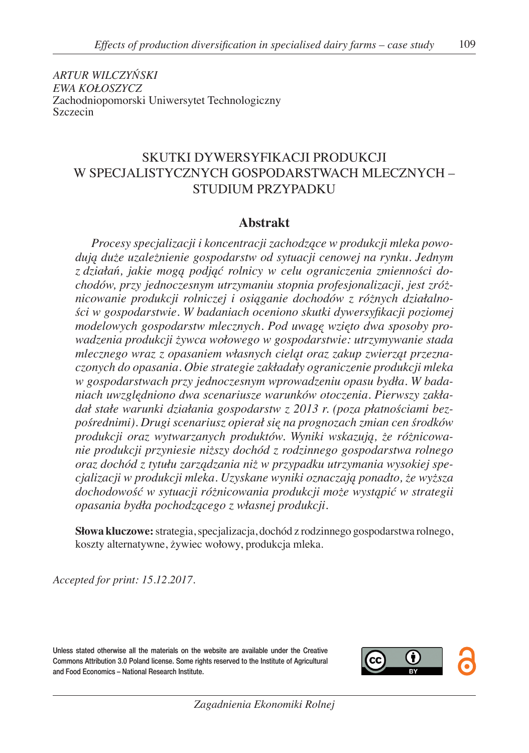*ARTUR WILCZYŃSKI*
*EWA KOŁOSZYCZ*
Zachodniopomorski Uniwersytet Technologiczny
Szczecin

# SKUTKI DYWERSYFIKACJI PRODUKCJI W SPECJALISTYCZNYCH GOSPODARSTWACH MLECZNYCH – STUDIUM PRZYPADKU

## Abstrakt

*Procesy specjalizacji i koncentracji zachodzące w produkcji mleka powodują duże uzależnienie gospodarstw od sytuacji cenowej na rynku. Jednym z działań, jakie mogą podjąć rolnicy w celu ograniczenia zmienności dochodów, przy jednoczesnym utrzymaniu stopnia profesjonalizacji, jest zróżnicowanie produkcji rolniczej i osiąganie dochodów z różnych działalności w gospodarstwie. W badaniach oceniono skutki dywersyfikacji poziomej modelowych gospodarstw mlecznych. Pod uwagę wzięto dwa sposoby prowadzenia produkcji żywca wołowego w gospodarstwie: utrzymywanie stada mlecznego wraz z opasaniem własnych cieląt oraz zakup zwierząt przeznaczonych do opasania. Obie strategie zakładały ograniczenie produkcji mleka w gospodarstwach przy jednoczesnym wprowadzeniu opasu bydła. W badaniach uwzględniono dwa scenariusze warunków otoczenia. Pierwszy zakładał stałe warunki działania gospodarstw z 2013 r. (poza płatnościami bezpośrednimi). Drugi scenariusz opierał się na prognozach zmian cen środków produkcji oraz wytwarzanych produktów. Wyniki wskazują, że różnicowanie produkcji przyniesie niższy dochód z rodzinnego gospodarstwa rolnego oraz dochód z tytułu zarządzania niż w przypadku utrzymania wysokiej specjalizacji w produkcji mleka. Uzyskane wyniki oznaczają ponadto, że wyższa dochodowość w sytuacji różnicowania produkcji może wystąpić w strategii opasania bydła pochodzącego z własnej produkcji.*

**Słowa kluczowe:** strategia, specjalizacja, dochód z rodzinnego gospodarstwa rolnego, koszty alternatywne, żywiec wołowy, produkcja mleka.

*Accepted for print: 15.12.2017.*

Unless stated otherwise all the materials on the website are available under the Creative Commons Attribution 3.0 Poland license. Some rights reserved to the Institute of Agricultural and Food Economics – National Research Institute.